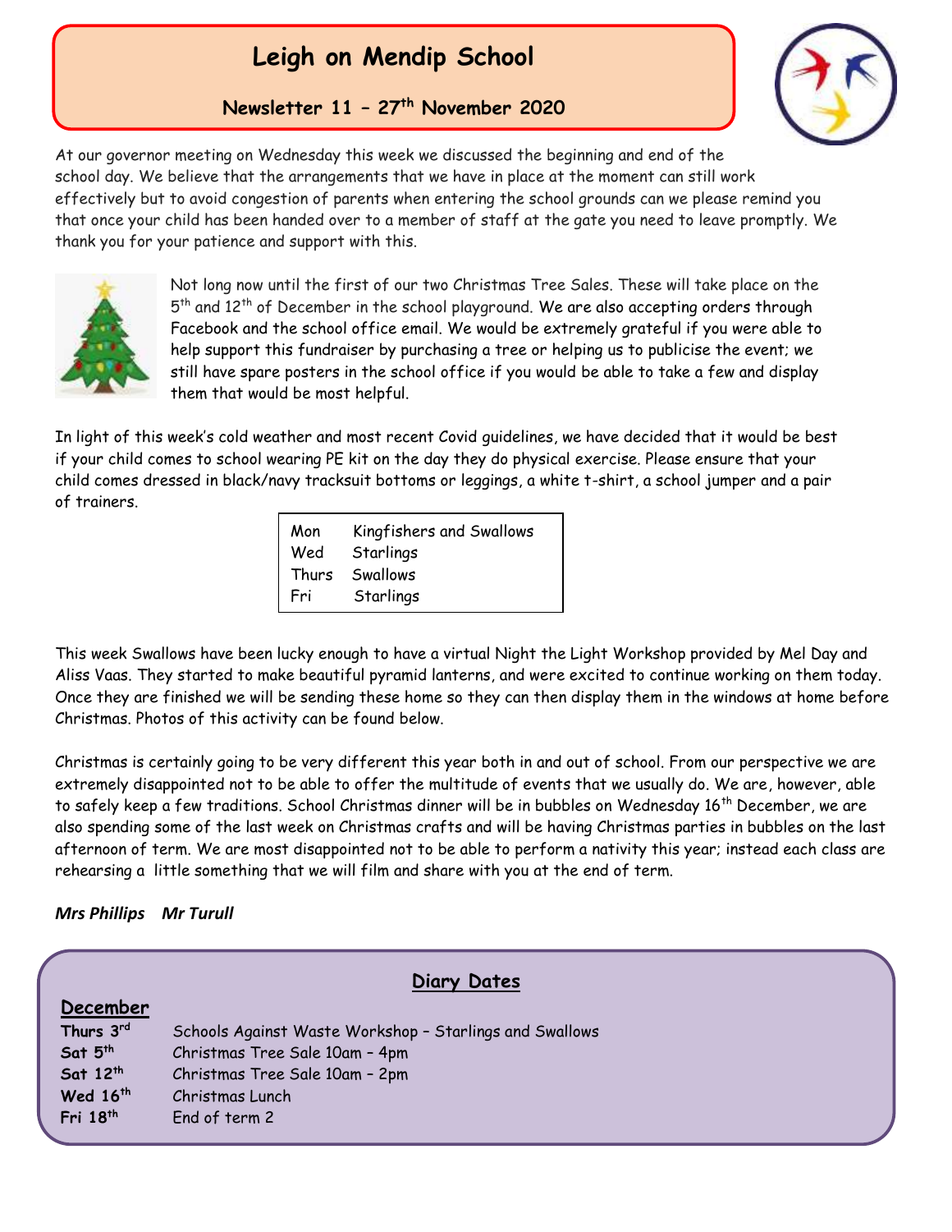# Leigh on Mendip School

## Newsletter 11 – 27th November 2020

At our governor meeting on Wednesday this week we discussed the beginning and end of the school day. We believe that the arrangements that we have in place at the moment can still work effectively but to avoid congestion of parents when entering the school grounds can we please remind you that once your child has been handed over to a member of staff at the gate you need to leave promptly. We thank you for your patience and support with this.

Not long now until the first of our two Christmas Tree Sales. These will take place on the 5th and 12th of December in the school playground. We are also accepting orders through Facebook and the school office email. We would be extremely grateful if you were able to help support this fundraiser by purchasing a tree or helping us to publicise the event; we still have spare posters in the school office if you would be able to take a few and display them that would be most helpful.

In light of this week's cold weather and most recent Covid guidelines, we have decided that it would be best if your child comes to school wearing PE kit on the day they do physical exercise. Please ensure that your child comes dressed in black/navy tracksuit bottoms or leggings, a white t-shirt, a school jumper and a pair of trainers.

| | |
|---|---|
| Mon | Kingfishers and Swallows |
| Wed | Starlings |
| Thurs | Swallows |
| Fri | Starlings |

This week Swallows have been lucky enough to have a virtual Night the Light Workshop provided by Mel Day and Aliss Vaas. They started to make beautiful pyramid lanterns, and were excited to continue working on them today. Once they are finished we will be sending these home so they can then display them in the windows at home before Christmas. Photos of this activity can be found below.

Christmas is certainly going to be very different this year both in and out of school. From our perspective we are extremely disappointed not to be able to offer the multitude of events that we usually do. We are, however, able to safely keep a few traditions. School Christmas dinner will be in bubbles on Wednesday 16th December, we are also spending some of the last week on Christmas crafts and will be having Christmas parties in bubbles on the last afternoon of term. We are most disappointed not to be able to perform a nativity this year; instead each class are rehearsing a little something that we will film and share with you at the end of term.

***Mrs Phillips Mr Turull***

## Diary Dates

**December**

| | |
|---|---|
| **Thurs 3rd** | Schools Against Waste Workshop – Starlings and Swallows |
| **Sat 5th** | Christmas Tree Sale 10am – 4pm |
| **Sat 12th** | Christmas Tree Sale 10am – 2pm |
| **Wed 16th** | Christmas Lunch |
| **Fri 18th** | End of term 2 |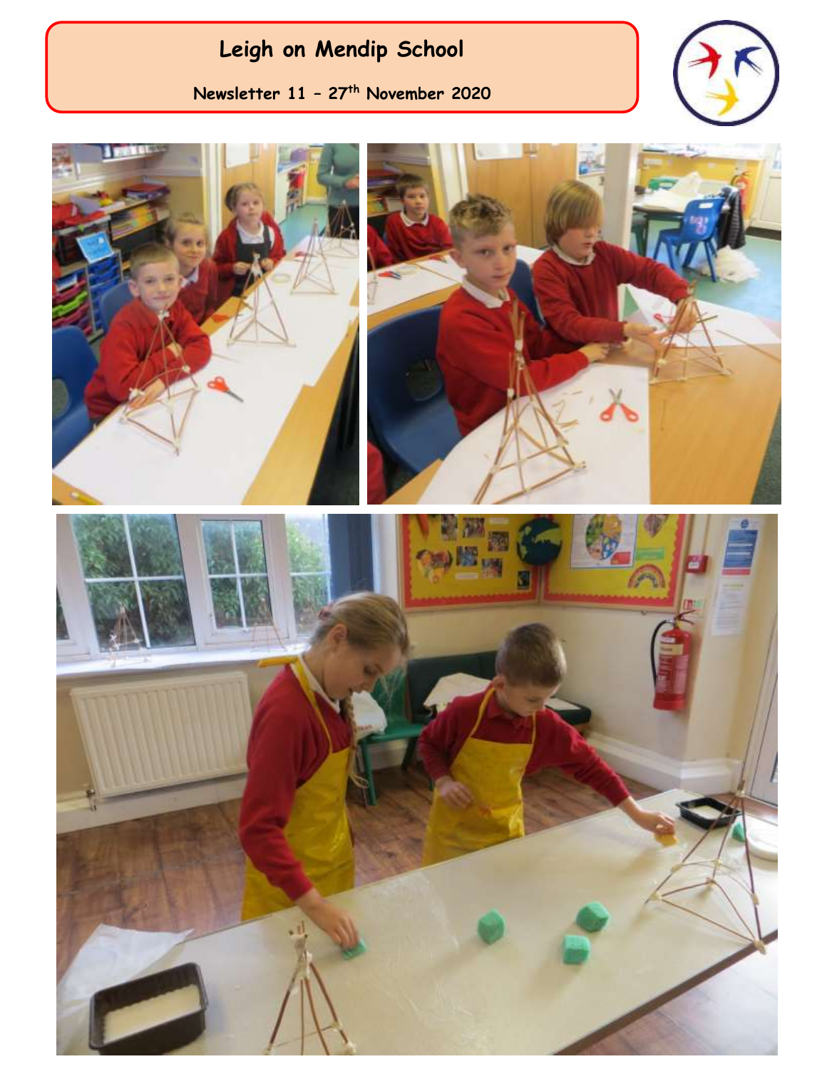# Leigh on Mendip School

Newsletter 11 – 27th November 2020